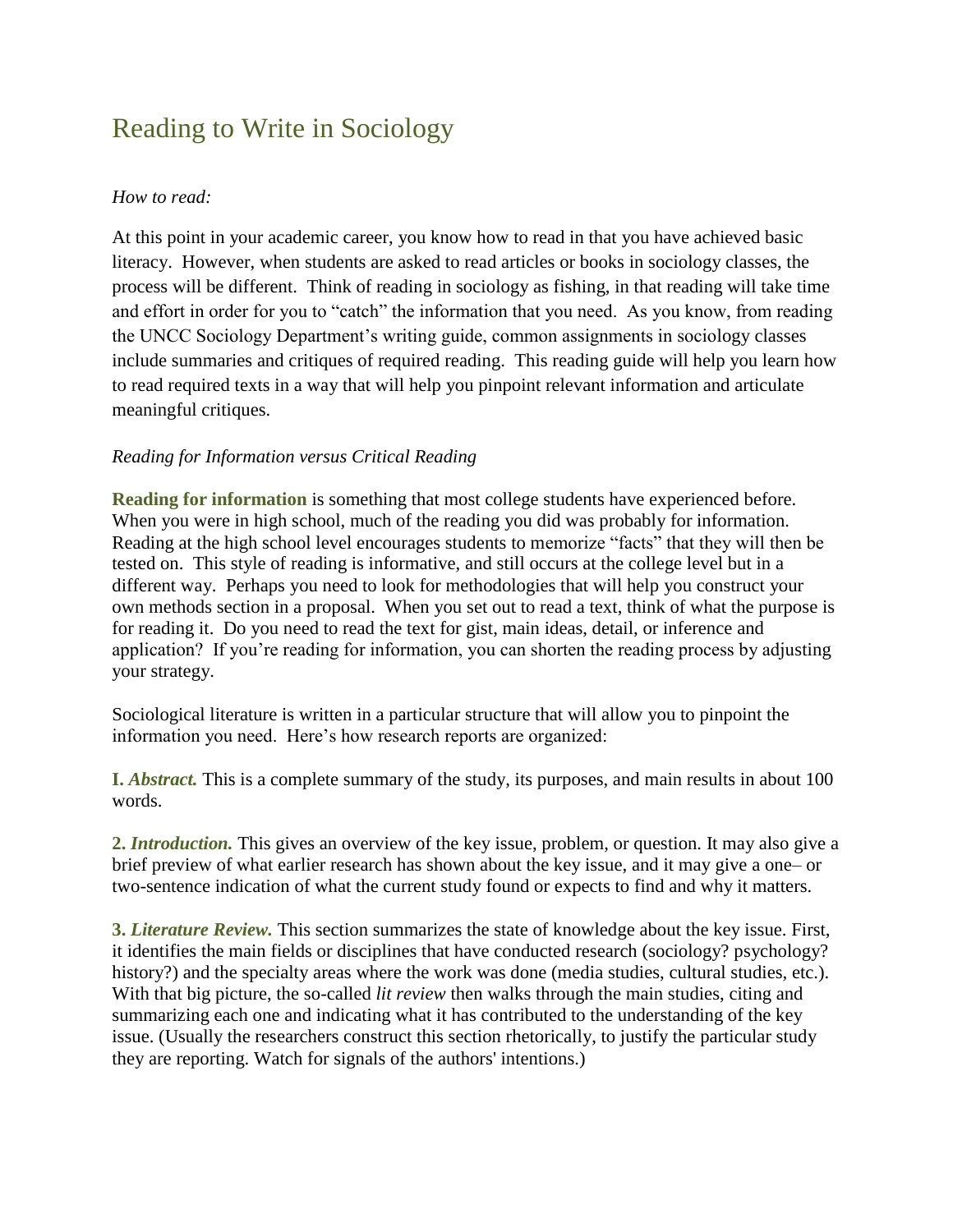# Reading to Write in Sociology

*How to read:*

At this point in your academic career, you know how to read in that you have achieved basic literacy. However, when students are asked to read articles or books in sociology classes, the process will be different. Think of reading in sociology as fishing, in that reading will take time and effort in order for you to "catch" the information that you need. As you know, from reading the UNCC Sociology Department's writing guide, common assignments in sociology classes include summaries and critiques of required reading. This reading guide will help you learn how to read required texts in a way that will help you pinpoint relevant information and articulate meaningful critiques.

*Reading for Information versus Critical Reading*

**Reading for information** is something that most college students have experienced before. When you were in high school, much of the reading you did was probably for information. Reading at the high school level encourages students to memorize "facts" that they will then be tested on. This style of reading is informative, and still occurs at the college level but in a different way. Perhaps you need to look for methodologies that will help you construct your own methods section in a proposal. When you set out to read a text, think of what the purpose is for reading it. Do you need to read the text for gist, main ideas, detail, or inference and application? If you're reading for information, you can shorten the reading process by adjusting your strategy.

Sociological literature is written in a particular structure that will allow you to pinpoint the information you need. Here's how research reports are organized:

**I. *Abstract.*** This is a complete summary of the study, its purposes, and main results in about 100 words.

**2. *Introduction.*** This gives an overview of the key issue, problem, or question. It may also give a brief preview of what earlier research has shown about the key issue, and it may give a one– or two-sentence indication of what the current study found or expects to find and why it matters.

**3. *Literature Review.*** This section summarizes the state of knowledge about the key issue. First, it identifies the main fields or disciplines that have conducted research (sociology? psychology? history?) and the specialty areas where the work was done (media studies, cultural studies, etc.). With that big picture, the so-called *lit review* then walks through the main studies, citing and summarizing each one and indicating what it has contributed to the understanding of the key issue. (Usually the researchers construct this section rhetorically, to justify the particular study they are reporting. Watch for signals of the authors' intentions.)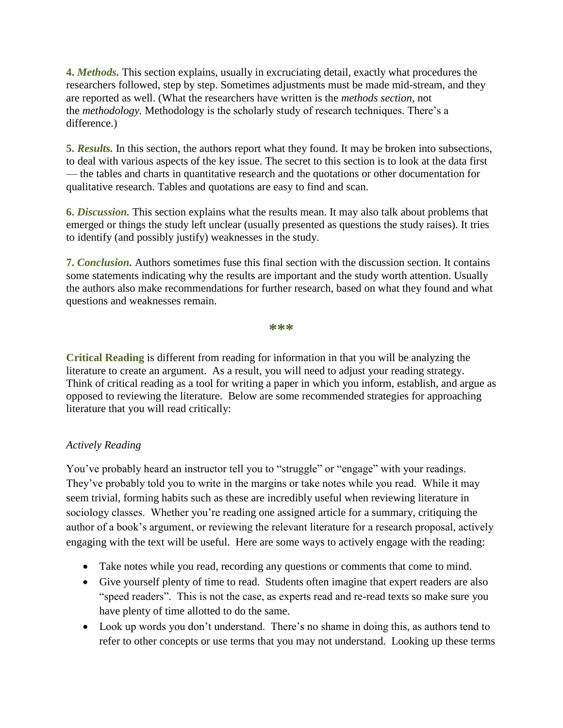**4. *Methods.*** This section explains, usually in excruciating detail, exactly what procedures the researchers followed, step by step. Sometimes adjustments must be made mid-stream, and they are reported as well. (What the researchers have written is the *methods section*, not the *methodology*. Methodology is the scholarly study of research techniques. There's a difference.)

**5. *Results.*** In this section, the authors report what they found. It may be broken into subsections, to deal with various aspects of the key issue. The secret to this section is to look at the data first — the tables and charts in quantitative research and the quotations or other documentation for qualitative research. Tables and quotations are easy to find and scan.

**6. *Discussion.*** This section explains what the results mean. It may also talk about problems that emerged or things the study left unclear (usually presented as questions the study raises). It tries to identify (and possibly justify) weaknesses in the study.

**7. *Conclusion.*** Authors sometimes fuse this final section with the discussion section. It contains some statements indicating why the results are important and the study worth attention. Usually the authors also make recommendations for further research, based on what they found and what questions and weaknesses remain.

***

**Critical Reading** is different from reading for information in that you will be analyzing the literature to create an argument. As a result, you will need to adjust your reading strategy. Think of critical reading as a tool for writing a paper in which you inform, establish, and argue as opposed to reviewing the literature. Below are some recommended strategies for approaching literature that you will read critically:

*Actively Reading*

You've probably heard an instructor tell you to "struggle" or "engage" with your readings. They've probably told you to write in the margins or take notes while you read. While it may seem trivial, forming habits such as these are incredibly useful when reviewing literature in sociology classes. Whether you're reading one assigned article for a summary, critiquing the author of a book's argument, or reviewing the relevant literature for a research proposal, actively engaging with the text will be useful. Here are some ways to actively engage with the reading:

- Take notes while you read, recording any questions or comments that come to mind.
- Give yourself plenty of time to read. Students often imagine that expert readers are also "speed readers". This is not the case, as experts read and re-read texts so make sure you have plenty of time allotted to do the same.
- Look up words you don't understand. There's no shame in doing this, as authors tend to refer to other concepts or use terms that you may not understand. Looking up these terms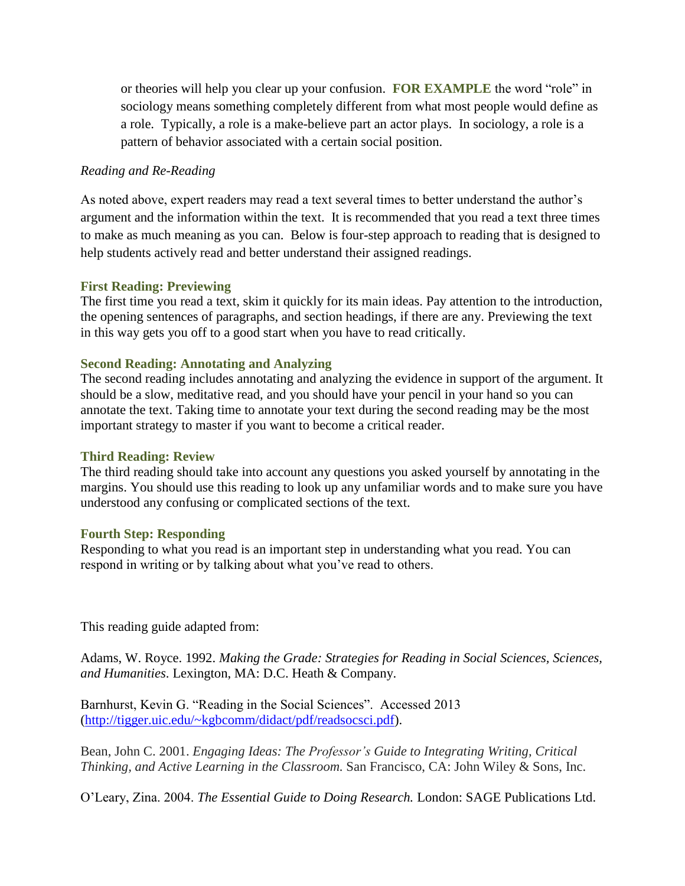or theories will help you clear up your confusion. **FOR EXAMPLE** the word "role" in sociology means something completely different from what most people would define as a role. Typically, a role is a make-believe part an actor plays. In sociology, a role is a pattern of behavior associated with a certain social position.

*Reading and Re-Reading*

As noted above, expert readers may read a text several times to better understand the author's argument and the information within the text. It is recommended that you read a text three times to make as much meaning as you can. Below is four-step approach to reading that is designed to help students actively read and better understand their assigned readings.

### First Reading: Previewing

The first time you read a text, skim it quickly for its main ideas. Pay attention to the introduction, the opening sentences of paragraphs, and section headings, if there are any. Previewing the text in this way gets you off to a good start when you have to read critically.

### Second Reading: Annotating and Analyzing

The second reading includes annotating and analyzing the evidence in support of the argument. It should be a slow, meditative read, and you should have your pencil in your hand so you can annotate the text. Taking time to annotate your text during the second reading may be the most important strategy to master if you want to become a critical reader.

### Third Reading: Review

The third reading should take into account any questions you asked yourself by annotating in the margins. You should use this reading to look up any unfamiliar words and to make sure you have understood any confusing or complicated sections of the text.

### Fourth Step: Responding

Responding to what you read is an important step in understanding what you read. You can respond in writing or by talking about what you've read to others.

This reading guide adapted from:

Adams, W. Royce. 1992. *Making the Grade: Strategies for Reading in Social Sciences, Sciences, and Humanities*. Lexington, MA: D.C. Heath & Company.

Barnhurst, Kevin G. "Reading in the Social Sciences". Accessed 2013 (http://tigger.uic.edu/~kgbcomm/didact/pdf/readsocsci.pdf).

Bean, John C. 2001. *Engaging Ideas: The Professor's Guide to Integrating Writing, Critical Thinking, and Active Learning in the Classroom.* San Francisco, CA: John Wiley & Sons, Inc.

O'Leary, Zina. 2004. *The Essential Guide to Doing Research.* London: SAGE Publications Ltd.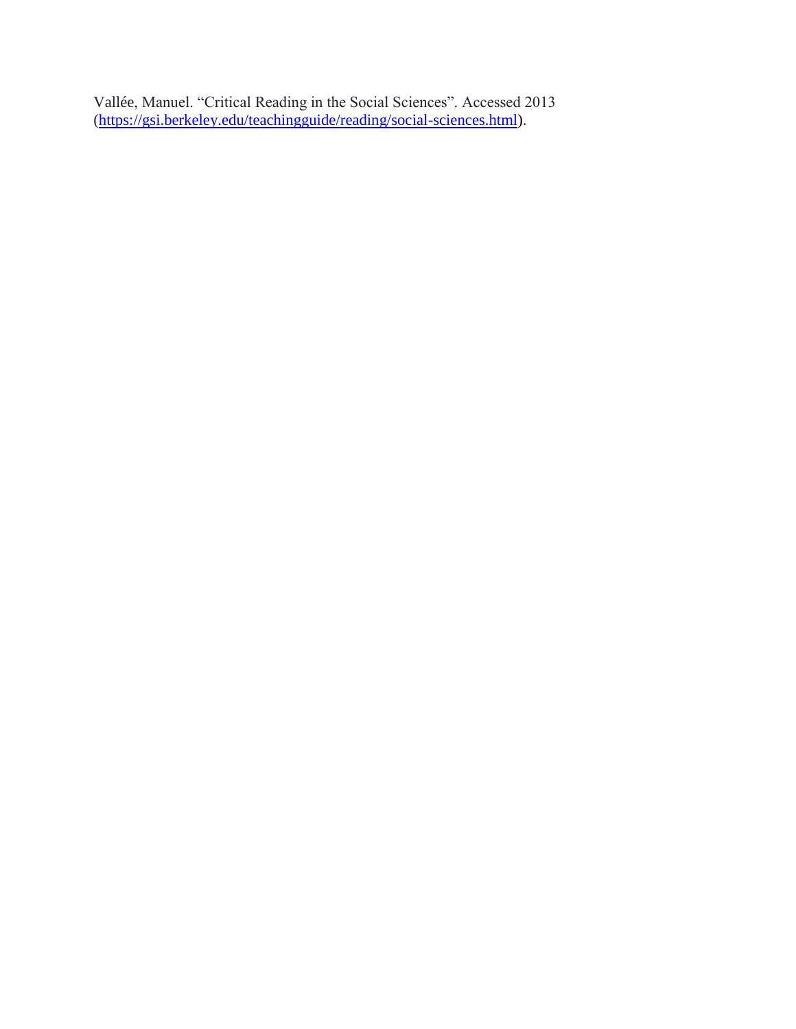Vallée, Manuel. “Critical Reading in the Social Sciences”. Accessed 2013 (https://gsi.berkeley.edu/teachingguide/reading/social-sciences.html).